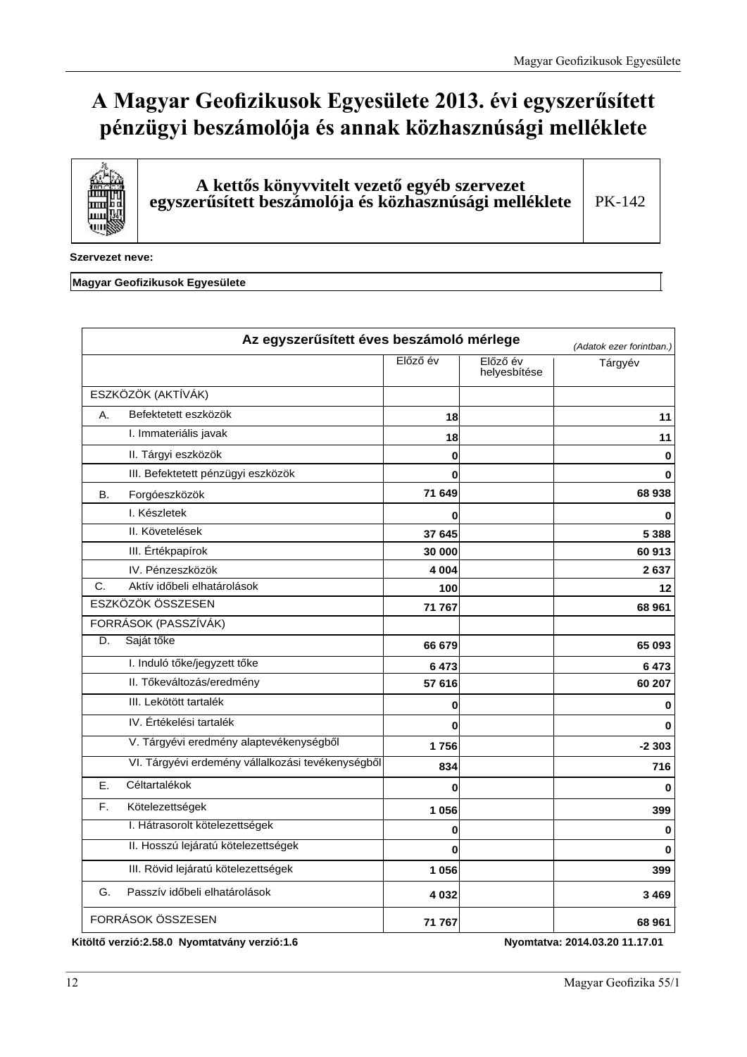# A Magyar Geofizikusok Egyesülete 2013. évi egyszerűsített pénzügyi beszámolója és annak közhasznúsági melléklete

| | A kettős könyvvitelt vezető egyéb szervezet egyszerűsített beszámolója és közhasznúsági melléklete | PK-142 |
|---|---|---|

**Szervezet neve:**

**Magyar Geofizikusok Egyesülete**

| Az egyszerűsített éves beszámoló mérlege *(Adatok ezer forintban.)* | | | |
|---|---|---|---|
| | Előző év | Előző év helyesbítése | Tárgyév |
| ESZKÖZÖK (AKTÍVÁK) | | | |
| A. Befektetett eszközök | **18** | | **11** |
| I. Immateriális javak | **18** | | **11** |
| II. Tárgyi eszközök | **0** | | **0** |
| III. Befektetett pénzügyi eszközök | **0** | | **0** |
| B. Forgóeszközök | **71 649** | | **68 938** |
| I. Készletek | **0** | | **0** |
| II. Követelések | **37 645** | | **5 388** |
| III. Értékpapírok | **30 000** | | **60 913** |
| IV. Pénzeszközök | **4 004** | | **2 637** |
| C. Aktív időbeli elhatárolások | **100** | | **12** |
| ESZKÖZÖK ÖSSZESEN | **71 767** | | **68 961** |
| FORRÁSOK (PASSZÍVÁK) | | | |
| D. Saját tőke | **66 679** | | **65 093** |
| I. Induló tőke/jegyzett tőke | **6 473** | | **6 473** |
| II. Tőkeváltozás/eredmény | **57 616** | | **60 207** |
| III. Lekötött tartalék | **0** | | **0** |
| IV. Értékelési tartalék | **0** | | **0** |
| V. Tárgyévi eredmény alaptevékenységből | **1 756** | | **-2 303** |
| VI. Tárgyévi erdemény vállalkozási tevékenységből | **834** | | **716** |
| E. Céltartalékok | **0** | | **0** |
| F. Kötelezettségek | **1 056** | | **399** |
| I. Hátrasorolt kötelezettségek | **0** | | **0** |
| II. Hosszú lejáratú kötelezettségek | **0** | | **0** |
| III. Rövid lejáratú kötelezettségek | **1 056** | | **399** |
| G. Passzív időbeli elhatárolások | **4 032** | | **3 469** |
| FORRÁSOK ÖSSZESEN | **71 767** | | **68 961** |

**Kitöltő verzió:2.58.0 Nyomtatvány verzió:1.6** **Nyomtatva: 2014.03.20 11.17.01**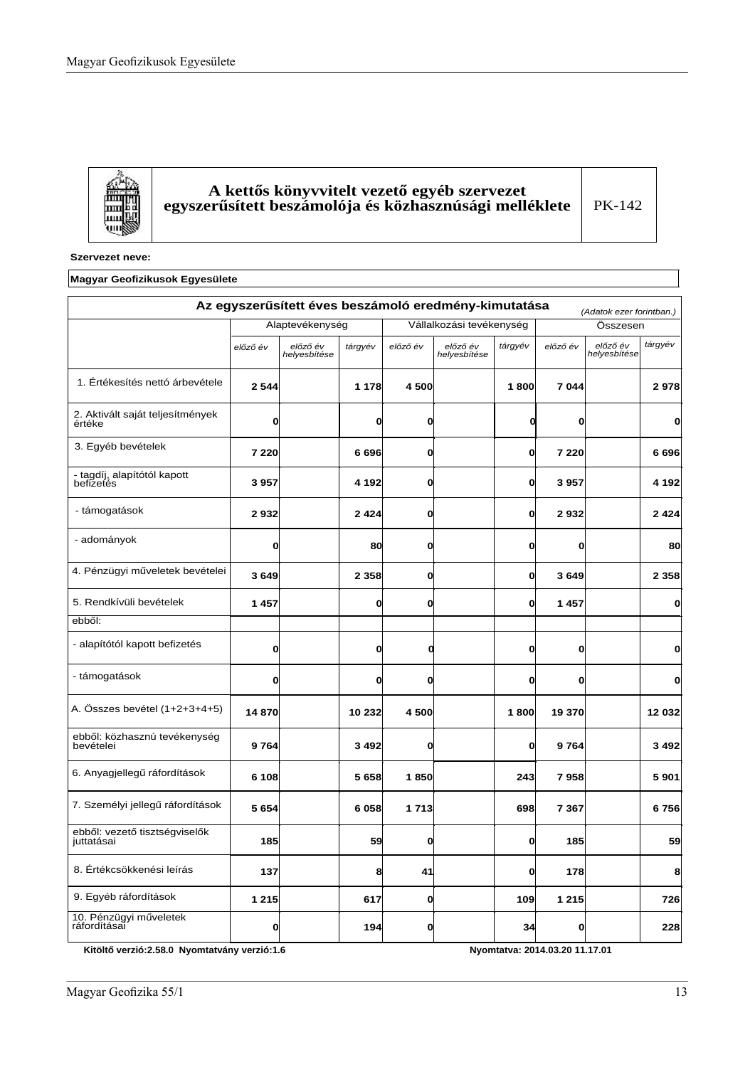# A kettős könyvvitelt vezető egyéb szervezet egyszerűsített beszámolója és közhasznúsági melléklete

PK-142

**Szervezet neve:**

**Magyar Geofizikusok Egyesülete**

## Az egyszerűsített éves beszámoló eredmény-kimutatása

*(Adatok ezer forintban.)*

| | Alaptevékenység | | | Vállalkozási tevékenység | | | Összesen | | |
|---|---|---|---|---|---|---|---|---|---|
| | *előző év* | *előző év helyesbítése* | *tárgyév* | *előző év* | *előző év helyesbítése* | *tárgyév* | *előző év* | *előző év helyesbítése* | *tárgyév* |
| 1. Értékesítés nettó árbevétele | 2 544 | | 1 178 | 4 500 | | 1 800 | 7 044 | | 2 978 |
| 2. Aktivált saját teljesítmények értéke | 0 | | 0 | 0 | | 0 | 0 | | 0 |
| 3. Egyéb bevételek | 7 220 | | 6 696 | 0 | | 0 | 7 220 | | 6 696 |
| - tagdíj, alapítótól kapott befizetés | 3 957 | | 4 192 | 0 | | 0 | 3 957 | | 4 192 |
| - támogatások | 2 932 | | 2 424 | 0 | | 0 | 2 932 | | 2 424 |
| - adományok | 0 | | 80 | 0 | | 0 | 0 | | 80 |
| 4. Pénzügyi műveletek bevételei | 3 649 | | 2 358 | 0 | | 0 | 3 649 | | 2 358 |
| 5. Rendkívüli bevételek | 1 457 | | 0 | 0 | | 0 | 1 457 | | 0 |
| ebből: | | | | | | | | | |
| - alapítótól kapott befizetés | 0 | | 0 | 0 | | 0 | 0 | | 0 |
| - támogatások | 0 | | 0 | 0 | | 0 | 0 | | 0 |
| A. Összes bevétel (1+2+3+4+5) | 14 870 | | 10 232 | 4 500 | | 1 800 | 19 370 | | 12 032 |
| ebből: közhasznú tevékenység bevételei | 9 764 | | 3 492 | 0 | | 0 | 9 764 | | 3 492 |
| 6. Anyagjellegű ráfordítások | 6 108 | | 5 658 | 1 850 | | 243 | 7 958 | | 5 901 |
| 7. Személyi jellegű ráfordítások | 5 654 | | 6 058 | 1 713 | | 698 | 7 367 | | 6 756 |
| ebből: vezető tisztségviselők juttatásai | 185 | | 59 | 0 | | 0 | 185 | | 59 |
| 8. Értékcsökkenési leírás | 137 | | 8 | 41 | | 0 | 178 | | 8 |
| 9. Egyéb ráfordítások | 1 215 | | 617 | 0 | | 109 | 1 215 | | 726 |
| 10. Pénzügyi műveletek ráfordításai | 0 | | 194 | 0 | | 34 | 0 | | 228 |

**Kitöltő verzió:2.58.0 Nyomtatvány verzió:1.6** **Nyomtatva: 2014.03.20 11.17.01**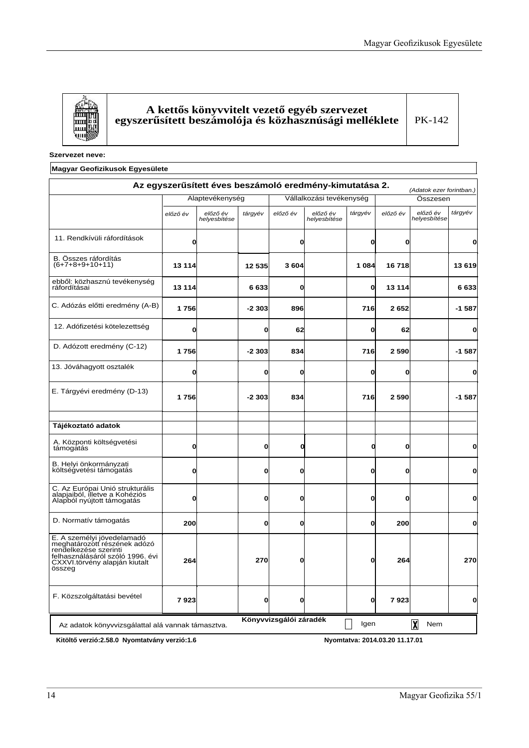## A kettős könyvvitelt vezető egyéb szervezet egyszerűsített beszámolója és közhasznúsági melléklete

PK-142

**Szervezet neve:**

**Magyar Geofizikusok Egyesülete**

### Az egyszerűsített éves beszámoló eredmény-kimutatása 2.

*(Adatok ezer forintban.)*

| | Alaptevékenység | | | Vállalkozási tevékenység | | | Összesen | | |
|---|---|---|---|---|---|---|---|---|---|
| | *előző év* | *előző év helyesbítése* | *tárgyév* | *előző év* | *előző év helyesbítése* | *tárgyév* | *előző év* | *előző év helyesbítése* | *tárgyév* |
| 11. Rendkívüli ráfordítások | **0** | | | **0** | | **0** | **0** | | **0** |
| B. Összes ráfordítás (6+7+8+9+10+11) | **13 114** | | **12 535** | **3 604** | | **1 084** | **16 718** | | **13 619** |
| ebből: közhasznú tevékenység ráfordításai | **13 114** | | **6 633** | **0** | | **0** | **13 114** | | **6 633** |
| C. Adózás előtti eredmény (A-B) | **1 756** | | **-2 303** | **896** | | **716** | **2 652** | | **-1 587** |
| 12. Adófizetési kötelezettség | **0** | | **0** | **62** | | **0** | **62** | | **0** |
| D. Adózott eredmény (C-12) | **1 756** | | **-2 303** | **834** | | **716** | **2 590** | | **-1 587** |
| 13. Jóváhagyott osztalék | **0** | | **0** | **0** | | **0** | **0** | | **0** |
| E. Tárgyévi eredmény (D-13) | **1 756** | | **-2 303** | **834** | | **716** | **2 590** | | **-1 587** |
| | | | | | | | | | |
| **Tájékoztató adatok** | | | | | | | | | |
| A. Központi költségvetési támogatás | **0** | | **0** | **0** | | **0** | **0** | | **0** |
| B. Helyi önkormányzati költségvetési támogatás | **0** | | **0** | **0** | | **0** | **0** | | **0** |
| C. Az Európai Unió strukturális alapjaiból, illetve a Kohéziós Alapból nyújtott támogatás | **0** | | **0** | **0** | | **0** | **0** | | **0** |
| D. Normatív támogatás | **200** | | **0** | **0** | | **0** | **200** | | **0** |
| E. A személyi jövedelamadó meghatározott részének adózó rendelkezése szerinti felhasználásáról szóló 1996. évi CXXVI.törvény alapján kiutalt összeg | **264** | | **270** | **0** | | **0** | **264** | | **270** |
| F. Közszolgáltatási bevétel | **7 923** | | **0** | **0** | | **0** | **7 923** | | **0** |

**Könyvvizsgálói záradék**

Az adatok könyvvizsgálattal alá vannak támasztva. ☐ Igen ☒ Nem

**Kitöltő verzió:2.58.0 Nyomtatvány verzió:1.6** **Nyomtatva: 2014.03.20 11.17.01**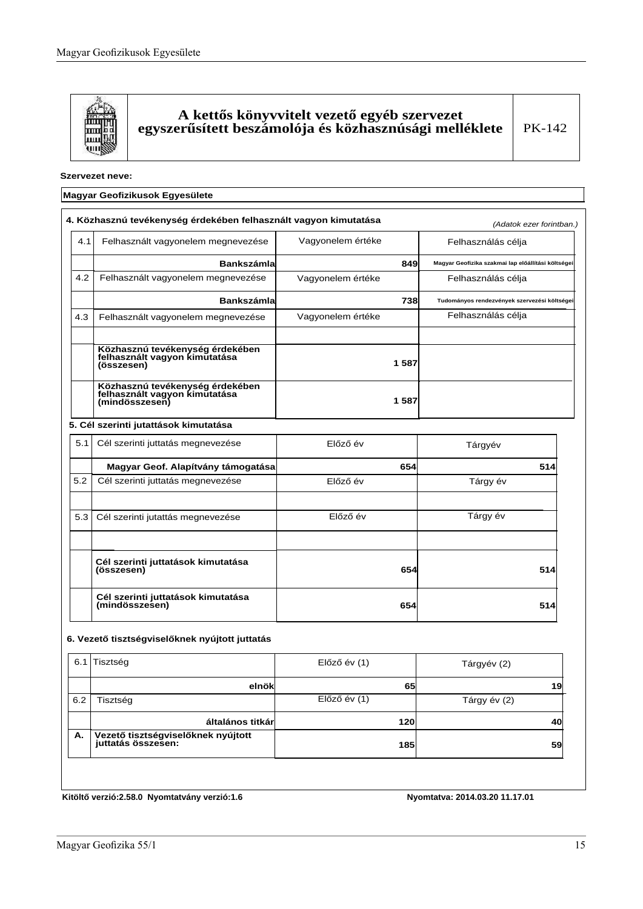# A kettős könyvvitelt vezető egyéb szervezet egyszerűsített beszámolója és közhasznúsági melléklete

PK-142

**Szervezet neve:**

**Magyar Geofizikusok Egyesülete**

**4. Közhasznú tevékenység érdekében felhasznált vagyon kimutatása**

*(Adatok ezer forintban.)*

| | | | |
|---|---|---|---|
| 4.1 | Felhasznált vagyonelem megnevezése | Vagyonelem értéke | Felhasználás célja |
| | **Bankszámla** | **849** | **Magyar Geofizika szakmai lap előállítási költségei** |
| 4.2 | Felhasznált vagyonelem megnevezése | Vagyonelem értéke | Felhasználás célja |
| | **Bankszámla** | **738** | **Tudományos rendezvények szervezési költségei** |
| 4.3 | Felhasznált vagyonelem megnevezése | Vagyonelem értéke | Felhasználás célja |
| | | | |
| | **Közhasznú tevékenység érdekében felhasznált vagyon kimutatása (összesen)** | **1 587** | |
| | **Közhasznú tevékenység érdekében felhasznált vagyon kimutatása (mindösszesen)** | **1 587** | |

**5. Cél szerinti jutattások kimutatása**

| | | | |
|---|---|---|---|
| 5.1 | Cél szerinti juttatás megnevezése | Előző év | Tárgyév |
| | **Magyar Geof. Alapítvány támogatása** | **654** | **514** |
| 5.2 | Cél szerinti juttatás megnevezése | Előző év | Tárgy év |
| | | | |
| 5.3 | Cél szerinti juttatás megnevezése | Előző év | Tárgy év |
| | | | |
| | **Cél szerinti juttatások kimutatása (összesen)** | **654** | **514** |
| | **Cél szerinti juttatások kimutatása (mindösszesen)** | **654** | **514** |

**6. Vezető tisztségviselőknek nyújtott juttatás**

| | | | |
|---|---|---|---|
| 6.1 | Tisztség | Előző év (1) | Tárgyév (2) |
| | **elnök** | **65** | **19** |
| 6.2 | Tisztség | Előző év (1) | Tárgy év (2) |
| | **általános titkár** | **120** | **40** |
| **A.** | **Vezető tisztségviselőknek nyújtott juttatás összesen:** | **185** | **59** |

**Kitöltő verzió:2.58.0 Nyomtatvány verzió:1.6** **Nyomtatva: 2014.03.20 11.17.01**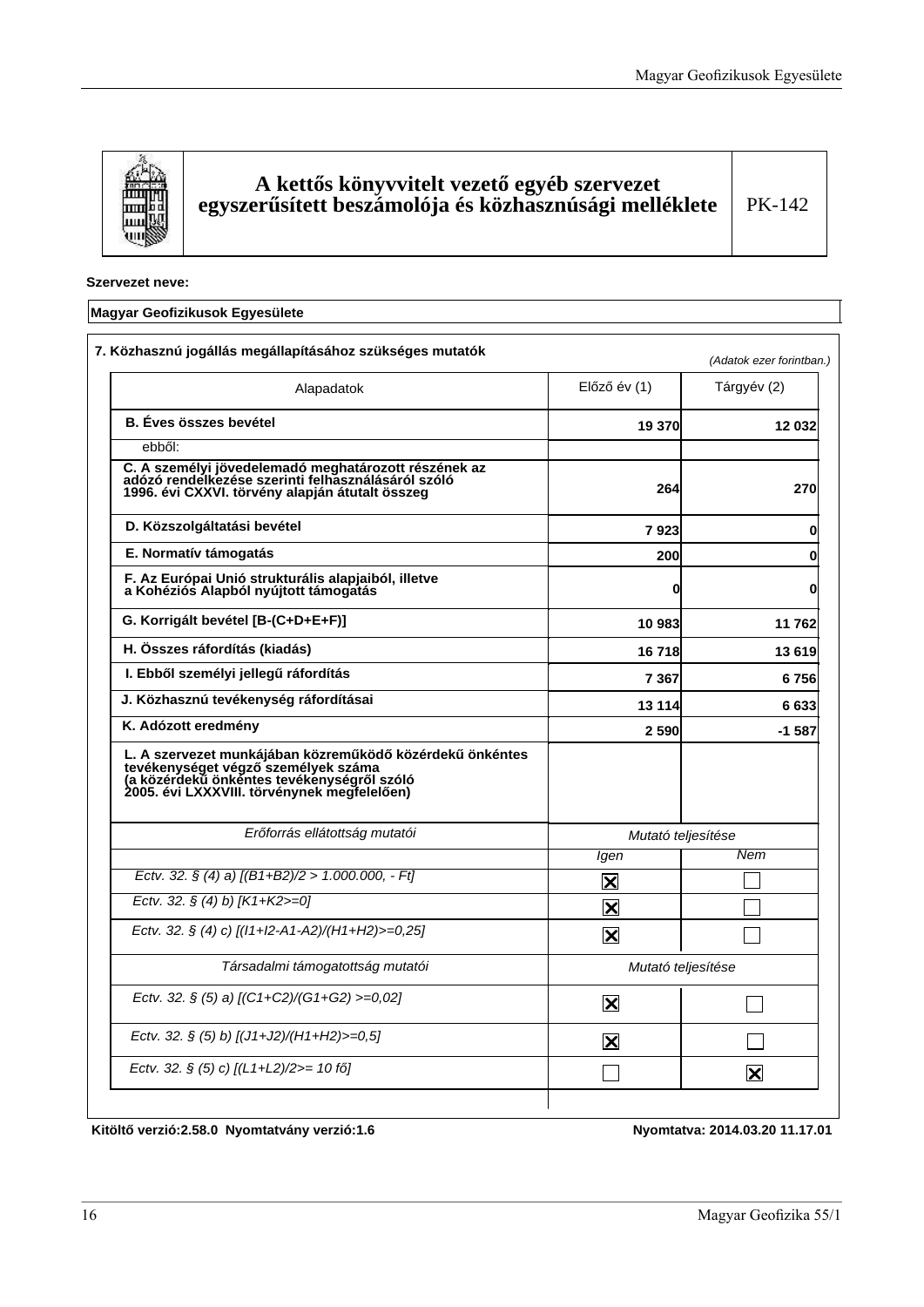# A kettős könyvvitelt vezető egyéb szervezet egyszerűsített beszámolója és közhasznúsági melléklete

PK-142

**Szervezet neve:**

**Magyar Geofizikusok Egyesülete**

**7. Közhasznú jogállás megállapításához szükséges mutatók**

*(Adatok ezer forintban.)*

| Alapadatok | Előző év (1) | Tárgyév (2) |
|---|---|---|
| **B. Éves összes bevétel** | **19 370** | **12 032** |
| ebből: | | |
| **C. A személyi jövedelemadó meghatározott részének az adózó rendelkezése szerinti felhasználásáról szóló 1996. évi CXXVI. törvény alapján átutalt összeg** | **264** | **270** |
| **D. Közszolgáltatási bevétel** | **7 923** | **0** |
| **E. Normatív támogatás** | **200** | **0** |
| **F. Az Európai Unió strukturális alapjaiból, illetve a Kohéziós Alapból nyújtott támogatás** | **0** | **0** |
| **G. Korrigált bevétel [B-(C+D+E+F)]** | **10 983** | **11 762** |
| **H. Összes ráfordítás (kiadás)** | **16 718** | **13 619** |
| **I. Ebből személyi jellegű ráfordítás** | **7 367** | **6 756** |
| **J. Közhasznú tevékenység ráfordításai** | **13 114** | **6 633** |
| **K. Adózott eredmény** | **2 590** | **-1 587** |
| **L. A szervezet munkájában közreműködő közérdekű önkéntes tevékenységet végző személyek száma (a közérdekű önkéntes tevékenységről szóló 2005. évi LXXXVIII. törvénynek megfelelően)** | | |

| *Erőforrás ellátottság mutatói* | *Mutató teljesítése* | |
|---|---|---|
| | *Igen* | *Nem* |
| *Ectv. 32. § (4) a) [(B1+B2)/2 > 1.000.000, - Ft]* | ☒ | ☐ |
| *Ectv. 32. § (4) b) [K1+K2>=0]* | ☒ | ☐ |
| *Ectv. 32. § (4) c) [(I1+I2-A1-A2)/(H1+H2)>=0,25]* | ☒ | ☐ |

| *Társadalmi támogatottság mutatói* | *Mutató teljesítése* | |
|---|---|---|
| | *Igen* | *Nem* |
| *Ectv. 32. § (5) a) [(C1+C2)/(G1+G2) >=0,02]* | ☒ | ☐ |
| *Ectv. 32. § (5) b) [(J1+J2)/(H1+H2)>=0,5]* | ☒ | ☐ |
| *Ectv. 32. § (5) c) [(L1+L2)/2>= 10 fő]* | ☐ | ☒ |

**Kitöltő verzió:2.58.0 Nyomtatvány verzió:1.6**

**Nyomtatva: 2014.03.20 11.17.01**